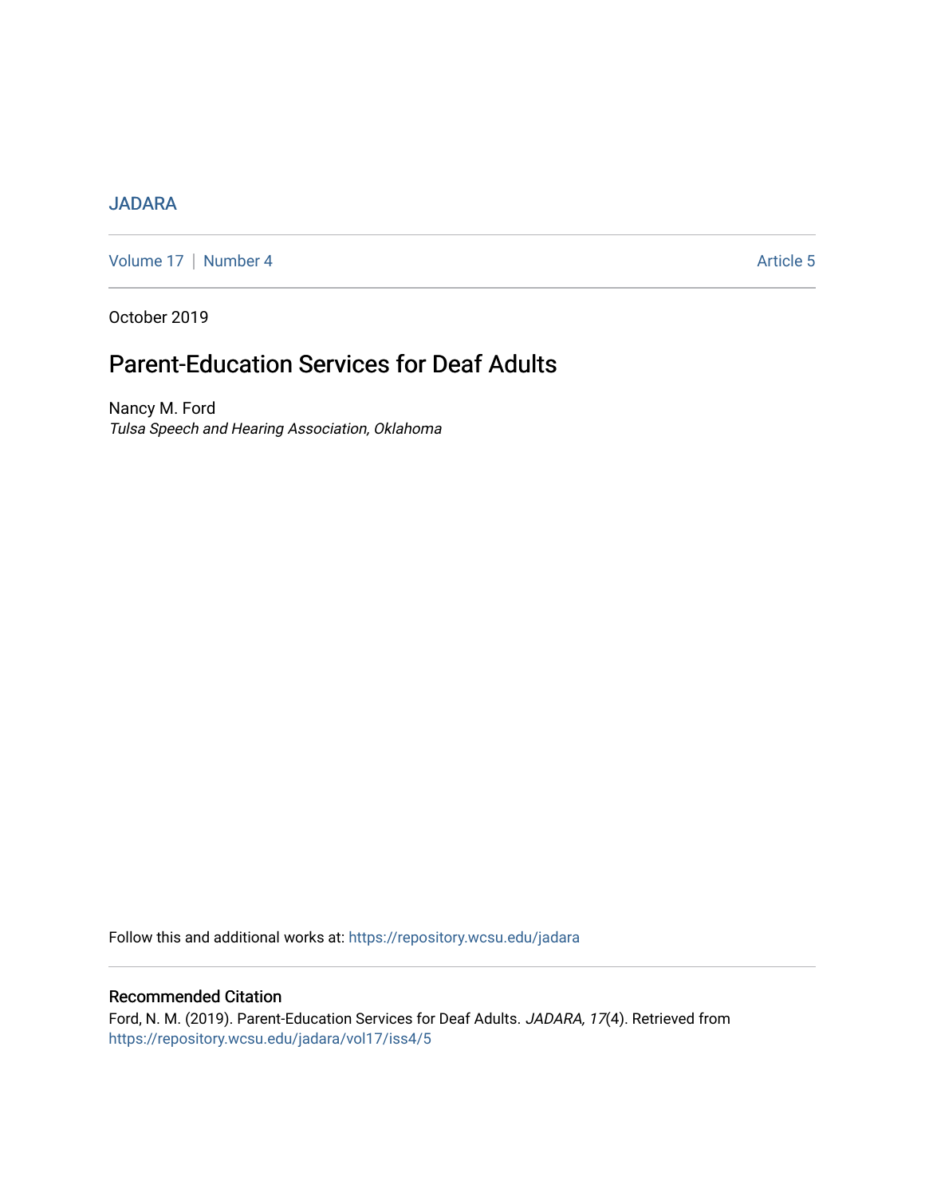JADARA

Volume 17 | Number 4 Article 5

October 2019

# Parent-Education Services for Deaf Adults

Nancy M. Ford
*Tulsa Speech and Hearing Association, Oklahoma*

Follow this and additional works at: https://repository.wcsu.edu/jadara

## Recommended Citation

Ford, N. M. (2019). Parent-Education Services for Deaf Adults. *JADARA, 17*(4). Retrieved from https://repository.wcsu.edu/jadara/vol17/iss4/5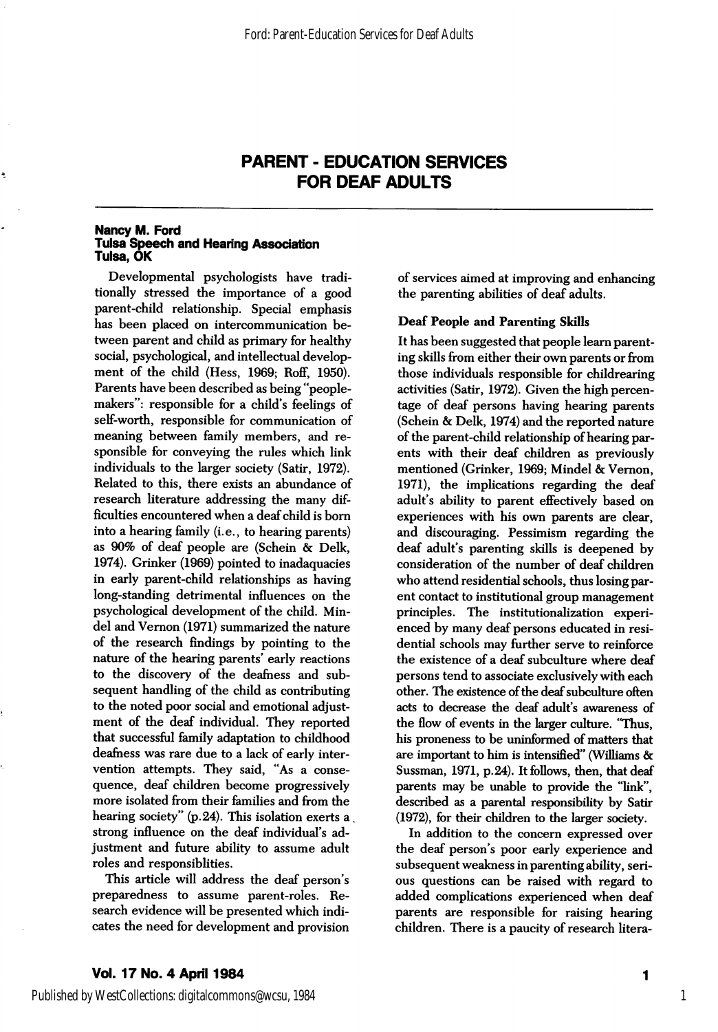# PARENT - EDUCATION SERVICES FOR DEAF ADULTS

**Nancy M. Ford**
**Tulsa Speech and Hearing Association**
**Tulsa, OK**

Developmental psychologists have traditionally stressed the importance of a good parent-child relationship. Special emphasis has been placed on intercommunication between parent and child as primary for healthy social, psychological, and intellectual development of the child (Hess, 1969; Roff, 1950). Parents have been described as being "peoplemakers": responsible for a child's feelings of self-worth, responsible for communication of meaning between family members, and responsible for conveying the rules which link individuals to the larger society (Satir, 1972). Related to this, there exists an abundance of research literature addressing the many difficulties encountered when a deaf child is born into a hearing family (i.e., to hearing parents) as 90% of deaf people are (Schein & Delk, 1974). Grinker (1969) pointed to inadaquacies in early parent-child relationships as having long-standing detrimental influences on the psychological development of the child. Mindel and Vernon (1971) summarized the nature of the research findings by pointing to the nature of the hearing parents' early reactions to the discovery of the deafness and subsequent handling of the child as contributing to the noted poor social and emotional adjustment of the deaf individual. They reported that successful family adaptation to childhood deafness was rare due to a lack of early intervention attempts. They said, "As a consequence, deaf children become progressively more isolated from their families and from the hearing society" (p.24). This isolation exerts a strong influence on the deaf individual's adjustment and future ability to assume adult roles and responsiblities.

This article will address the deaf person's preparedness to assume parent-roles. Research evidence will be presented which indicates the need for development and provision of services aimed at improving and enhancing the parenting abilities of deaf adults.

### Deaf People and Parenting Skills

It has been suggested that people learn parenting skills from either their own parents or from those individuals responsible for childrearing activities (Satir, 1972). Given the high percentage of deaf persons having hearing parents (Schein & Delk, 1974) and the reported nature of the parent-child relationship of hearing parents with their deaf children as previously mentioned (Grinker, 1969; Mindel & Vernon, 1971), the implications regarding the deaf adult's ability to parent effectively based on experiences with his own parents are clear, and discouraging. Pessimism regarding the deaf adult's parenting skills is deepened by consideration of the number of deaf children who attend residential schools, thus losing parent contact to institutional group management principles. The institutionalization experienced by many deaf persons educated in residential schools may further serve to reinforce the existence of a deaf subculture where deaf persons tend to associate exclusively with each other. The existence of the deaf subculture often acts to decrease the deaf adult's awareness of the flow of events in the larger culture. "Thus, his proneness to be uninformed of matters that are important to him is intensified" (Williams & Sussman, 1971, p.24). It follows, then, that deaf parents may be unable to provide the "link", described as a parental responsibility by Satir (1972), for their children to the larger society.

In addition to the concern expressed over the deaf person's poor early experience and subsequent weakness in parenting ability, serious questions can be raised with regard to added complications experienced when deaf parents are responsible for raising hearing children. There is a paucity of research litera-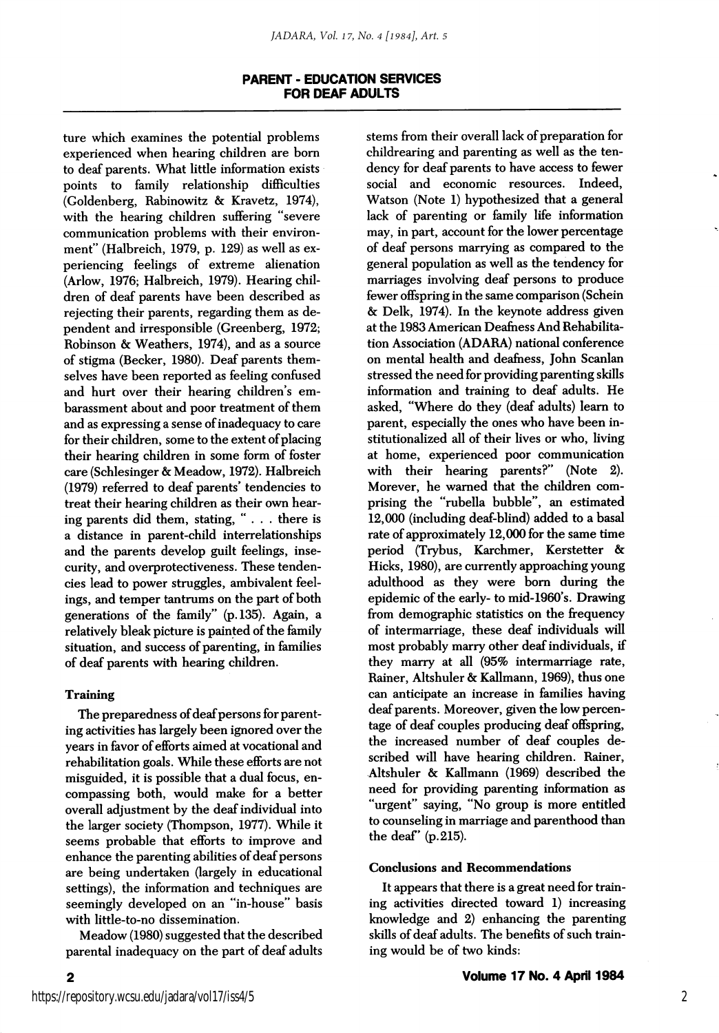ture which examines the potential problems experienced when hearing children are born to deaf parents. What little information exists points to family relationship difficulties (Goldenberg, Rabinowitz & Kravetz, 1974), with the hearing children suffering "severe communication problems with their environment" (Halbreich, 1979, p. 129) as well as experiencing feelings of extreme alienation (Arlow, 1976; Halbreich, 1979). Hearing children of deaf parents have been described as rejecting their parents, regarding them as dependent and irresponsible (Greenberg, 1972; Robinson & Weathers, 1974), and as a source of stigma (Becker, 1980). Deaf parents themselves have been reported as feeling confused and hurt over their hearing children's embarassment about and poor treatment of them and as expressing a sense of inadequacy to care for their children, some to the extent of placing their hearing children in some form of foster care (Schlesinger & Meadow, 1972). Halbreich (1979) referred to deaf parents' tendencies to treat their hearing children as their own hearing parents did them, stating, " . . . there is a distance in parent-child interrelationships and the parents develop guilt feelings, insecurity, and overprotectiveness. These tendencies lead to power struggles, ambivalent feelings, and temper tantrums on the part of both generations of the family" (p.135). Again, a relatively bleak picture is painted of the family situation, and success of parenting, in families of deaf parents with hearing children.

### Training

The preparedness of deaf persons for parenting activities has largely been ignored over the years in favor of efforts aimed at vocational and rehabilitation goals. While these efforts are not misguided, it is possible that a dual focus, encompassing both, would make for a better overall adjustment by the deaf individual into the larger society (Thompson, 1977). While it seems probable that efforts to improve and enhance the parenting abilities of deaf persons are being undertaken (largely in educational settings), the information and techniques are seemingly developed on an "in-house" basis with little-to-no dissemination.

Meadow (1980) suggested that the described parental inadequacy on the part of deaf adults stems from their overall lack of preparation for childrearing and parenting as well as the tendency for deaf parents to have access to fewer social and economic resources. Indeed, Watson (Note 1) hypothesized that a general lack of parenting or family life information may, in part, account for the lower percentage of deaf persons marrying as compared to the general population as well as the tendency for marriages involving deaf persons to produce fewer offspring in the same comparison (Schein & Delk, 1974). In the keynote address given at the 1983 American Deafness And Rehabilitation Association (ADARA) national conference on mental health and deafness, John Scanlan stressed the need for providing parenting skills information and training to deaf adults. He asked, "Where do they (deaf adults) learn to parent, especially the ones who have been institutionalized all of their lives or who, living at home, experienced poor communication with their hearing parents?" (Note 2). Morever, he warned that the children comprising the "rubella bubble", an estimated 12,000 (including deaf-blind) added to a basal rate of approximately 12,000 for the same time period (Trybus, Karchmer, Kerstetter & Hicks, 1980), are currently approaching young adulthood as they were born during the epidemic of the early- to mid-1960's. Drawing from demographic statistics on the frequency of intermarriage, these deaf individuals will most probably marry other deaf individuals, if they marry at all (95% intermarriage rate, Rainer, Altshuler & Kallmann, 1969), thus one can anticipate an increase in families having deaf parents. Moreover, given the low percentage of deaf couples producing deaf offspring, the increased number of deaf couples described will have hearing children. Rainer, Altshuler & Kallmann (1969) described the need for providing parenting information as "urgent" saying, "No group is more entitled to counseling in marriage and parenthood than the deaf" (p.215).

### Conclusions and Recommendations

It appears that there is a great need for training activities directed toward 1) increasing knowledge and 2) enhancing the parenting skills of deaf adults. The benefits of such training would be of two kinds: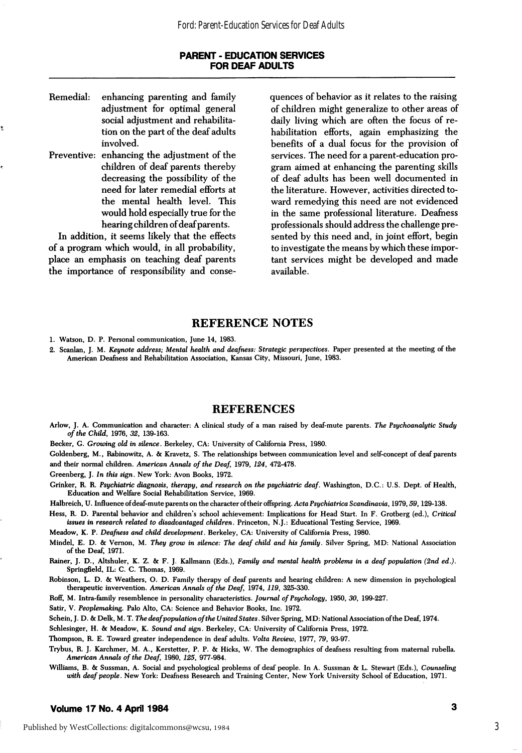Remedial: enhancing parenting and family adjustment for optimal general social adjustment and rehabilitation on the part of the deaf adults involved.

Preventive: enhancing the adjustment of the children of deaf parents thereby decreasing the possibility of the need for later remedial efforts at the mental health level. This would hold especially true for the hearing children of deaf parents.

In addition, it seems likely that the effects of a program which would, in all probability, place an emphasis on teaching deaf parents the importance of responsibility and consequences of behavior as it relates to the raising of children might generalize to other areas of daily living which are often the focus of rehabilitation efforts, again emphasizing the benefits of a dual focus for the provision of services. The need for a parent-education program aimed at enhancing the parenting skills of deaf adults has been well documented in the literature. However, activities directed toward remedying this need are not evidenced in the same professional literature. Deafness professionals should address the challenge presented by this need and, in joint effort, begin to investigate the means by which these important services might be developed and made available.

## REFERENCE NOTES

1. Watson, D. P. Personal communication, June 14, 1983.
2. Scanlan, J. M. *Keynote address; Mental health and deafness: Strategic perspectives.* Paper presented at the meeting of the American Deafness and Rehabilitation Association, Kansas City, Missouri, June, 1983.

## REFERENCES

Arlow, J. A. Communication and character: A clinical study of a man raised by deaf-mute parents. *The Psychoanalytic Study of the Child*, 1976, *32*, 139-163.

Becker, G. *Growing old in silence*. Berkeley, CA: University of California Press, 1980.

Goldenberg, M., Rabinowitz, A. & Kravetz, S. The relationships between communication level and self-concept of deaf parents and their normal children. *American Annals of the Deaf*, 1979, *124*, 472-478.

Greenberg, J. *In this sign*. New York: Avon Books, 1972.

Grinker, R. R. *Psychiatric diagnosis, therapy, and research on the psychiatric deaf*. Washington, D.C.: U.S. Dept. of Health, Education and Welfare Social Rehabilitation Service, 1969.

Halbreich, U. Influence of deaf-mute parents on the character of their offspring. *Acta Psychiatrica Scandinavia*, 1979, *59*, 129-138.

Hess, R. D. Parental behavior and children's school achievement: Implications for Head Start. In F. Grotberg (ed.), *Critical issues in research related to disadvantaged children*. Princeton, N.J.: Educational Testing Service, 1969.

Meadow, K. P. *Deafness and child development*. Berkeley, CA: University of California Press, 1980.

Mindel, E. D. & Vernon, M. *They grow in silence: The deaf child and his family*. Silver Spring, MD: National Association of the Deaf, 1971.

Rainer, J. D., Altshuler, K. Z. & F. J. Kallmann (Eds.), *Family and mental health problems in a deaf population (2nd ed.)*. Springfield, IL: C. C. Thomas, 1969.

Robinson, L. D. & Weathers, O. D. Family therapy of deaf parents and hearing children: A new dimension in psychological therapeutic invervention. *American Annals of the Deaf*, 1974, *119*, 325-330.

Roff, M. Intra-family resemblence in personality characteristics. *Journal of Psychology*, 1950, *30*, 199-227.

Satir, V. *Peoplemaking*. Palo Alto, CA: Science and Behavior Books, Inc. 1972.

Schein, J. D. & Delk, M. T. *The deaf population of the United States*. Silver Spring, MD: National Association of the Deaf, 1974.

Schlesinger, H. & Meadow, K. *Sound and sign*. Berkeley, CA: University of California Press, 1972.

Thompson, R. E. Toward greater independence in deaf adults. *Volta Review*, 1977, *79*, 93-97.

Trybus, R. J. Karchmer, M. A., Kerstetter, P. P. & Hicks, W. The demographics of deafness resulting from maternal rubella. *American Annals of the Deaf*, 1980, *125*, 977-984.

Williams, B. & Sussman, A. Social and psychological problems of deaf people. In A. Sussman & L. Stewart (Eds.), *Counseling with deaf people*. New York: Deafness Research and Training Center, New York University School of Education, 1971.